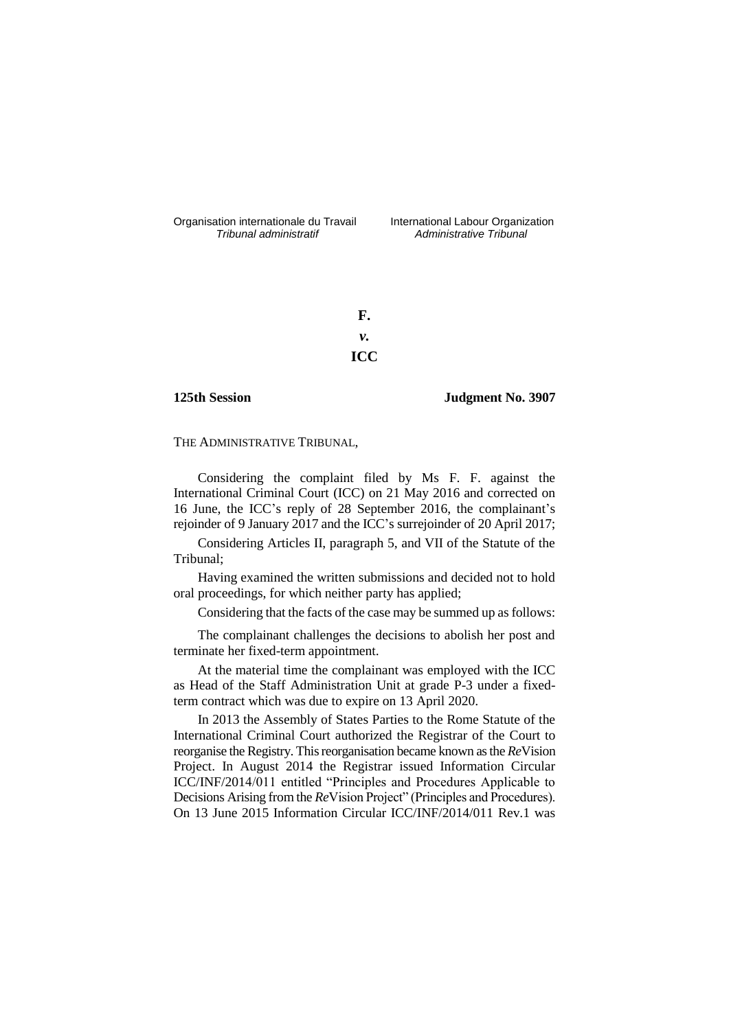Organisation internationale du Travail *Tribunal administratif*

International Labour Organization *Administrative Tribunal*

**F.**

***v.***

**ICC**

**125th Session** **Judgment No. 3907**

THE ADMINISTRATIVE TRIBUNAL,

Considering the complaint filed by Ms F. F. against the International Criminal Court (ICC) on 21 May 2016 and corrected on 16 June, the ICC's reply of 28 September 2016, the complainant's rejoinder of 9 January 2017 and the ICC's surrejoinder of 20 April 2017;

Considering Articles II, paragraph 5, and VII of the Statute of the Tribunal;

Having examined the written submissions and decided not to hold oral proceedings, for which neither party has applied;

Considering that the facts of the case may be summed up as follows:

The complainant challenges the decisions to abolish her post and terminate her fixed-term appointment.

At the material time the complainant was employed with the ICC as Head of the Staff Administration Unit at grade P-3 under a fixed-term contract which was due to expire on 13 April 2020.

In 2013 the Assembly of States Parties to the Rome Statute of the International Criminal Court authorized the Registrar of the Court to reorganise the Registry. This reorganisation became known as the *Re*Vision Project. In August 2014 the Registrar issued Information Circular ICC/INF/2014/011 entitled "Principles and Procedures Applicable to Decisions Arising from the *Re*Vision Project" (Principles and Procedures). On 13 June 2015 Information Circular ICC/INF/2014/011 Rev.1 was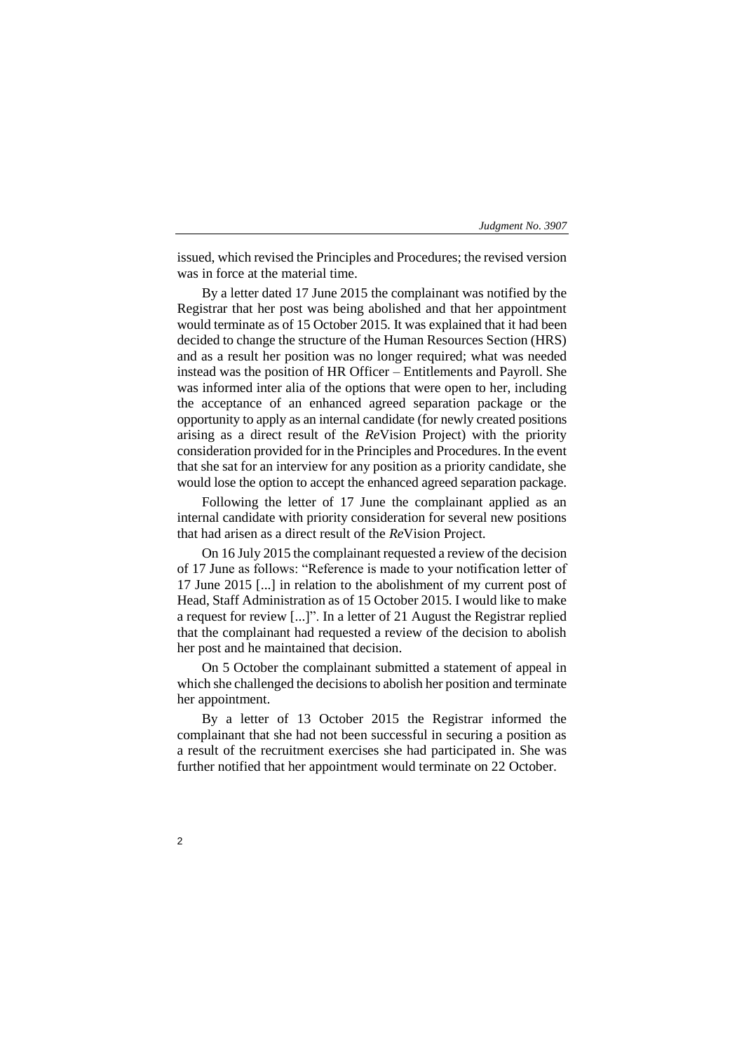issued, which revised the Principles and Procedures; the revised version was in force at the material time.

By a letter dated 17 June 2015 the complainant was notified by the Registrar that her post was being abolished and that her appointment would terminate as of 15 October 2015. It was explained that it had been decided to change the structure of the Human Resources Section (HRS) and as a result her position was no longer required; what was needed instead was the position of HR Officer – Entitlements and Payroll. She was informed inter alia of the options that were open to her, including the acceptance of an enhanced agreed separation package or the opportunity to apply as an internal candidate (for newly created positions arising as a direct result of the *Re*Vision Project) with the priority consideration provided for in the Principles and Procedures. In the event that she sat for an interview for any position as a priority candidate, she would lose the option to accept the enhanced agreed separation package.

Following the letter of 17 June the complainant applied as an internal candidate with priority consideration for several new positions that had arisen as a direct result of the *Re*Vision Project.

On 16 July 2015 the complainant requested a review of the decision of 17 June as follows: "Reference is made to your notification letter of 17 June 2015 [...] in relation to the abolishment of my current post of Head, Staff Administration as of 15 October 2015. I would like to make a request for review [...]". In a letter of 21 August the Registrar replied that the complainant had requested a review of the decision to abolish her post and he maintained that decision.

On 5 October the complainant submitted a statement of appeal in which she challenged the decisions to abolish her position and terminate her appointment.

By a letter of 13 October 2015 the Registrar informed the complainant that she had not been successful in securing a position as a result of the recruitment exercises she had participated in. She was further notified that her appointment would terminate on 22 October.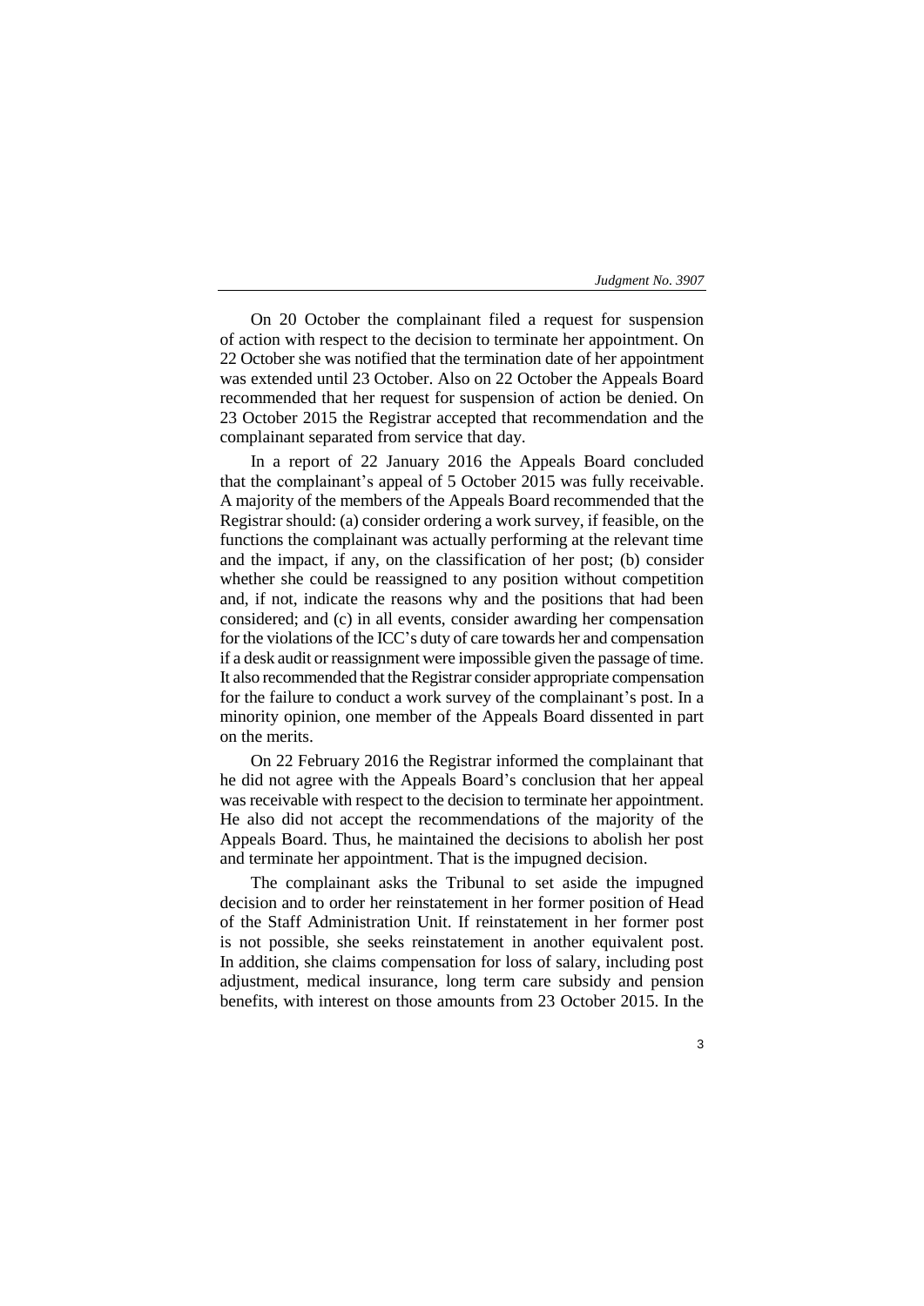On 20 October the complainant filed a request for suspension of action with respect to the decision to terminate her appointment. On 22 October she was notified that the termination date of her appointment was extended until 23 October. Also on 22 October the Appeals Board recommended that her request for suspension of action be denied. On 23 October 2015 the Registrar accepted that recommendation and the complainant separated from service that day.

In a report of 22 January 2016 the Appeals Board concluded that the complainant's appeal of 5 October 2015 was fully receivable. A majority of the members of the Appeals Board recommended that the Registrar should: (a) consider ordering a work survey, if feasible, on the functions the complainant was actually performing at the relevant time and the impact, if any, on the classification of her post; (b) consider whether she could be reassigned to any position without competition and, if not, indicate the reasons why and the positions that had been considered; and (c) in all events, consider awarding her compensation for the violations of the ICC's duty of care towards her and compensation if a desk audit or reassignment were impossible given the passage of time. It also recommended that the Registrar consider appropriate compensation for the failure to conduct a work survey of the complainant's post. In a minority opinion, one member of the Appeals Board dissented in part on the merits.

On 22 February 2016 the Registrar informed the complainant that he did not agree with the Appeals Board's conclusion that her appeal was receivable with respect to the decision to terminate her appointment. He also did not accept the recommendations of the majority of the Appeals Board. Thus, he maintained the decisions to abolish her post and terminate her appointment. That is the impugned decision.

The complainant asks the Tribunal to set aside the impugned decision and to order her reinstatement in her former position of Head of the Staff Administration Unit. If reinstatement in her former post is not possible, she seeks reinstatement in another equivalent post. In addition, she claims compensation for loss of salary, including post adjustment, medical insurance, long term care subsidy and pension benefits, with interest on those amounts from 23 October 2015. In the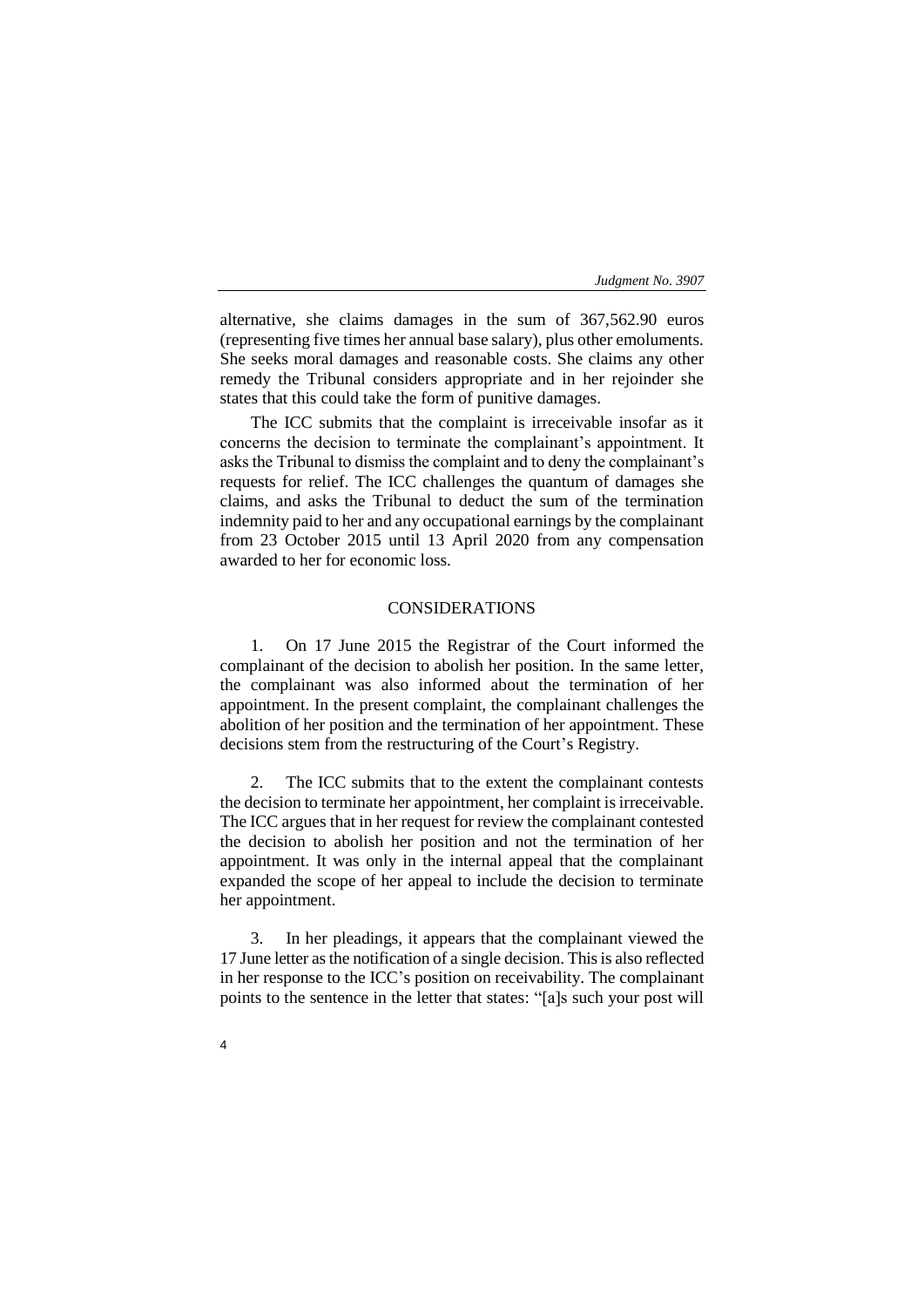alternative, she claims damages in the sum of 367,562.90 euros (representing five times her annual base salary), plus other emoluments. She seeks moral damages and reasonable costs. She claims any other remedy the Tribunal considers appropriate and in her rejoinder she states that this could take the form of punitive damages.

The ICC submits that the complaint is irreceivable insofar as it concerns the decision to terminate the complainant's appointment. It asks the Tribunal to dismiss the complaint and to deny the complainant's requests for relief. The ICC challenges the quantum of damages she claims, and asks the Tribunal to deduct the sum of the termination indemnity paid to her and any occupational earnings by the complainant from 23 October 2015 until 13 April 2020 from any compensation awarded to her for economic loss.

## CONSIDERATIONS

1. On 17 June 2015 the Registrar of the Court informed the complainant of the decision to abolish her position. In the same letter, the complainant was also informed about the termination of her appointment. In the present complaint, the complainant challenges the abolition of her position and the termination of her appointment. These decisions stem from the restructuring of the Court's Registry.

2. The ICC submits that to the extent the complainant contests the decision to terminate her appointment, her complaint is irreceivable. The ICC argues that in her request for review the complainant contested the decision to abolish her position and not the termination of her appointment. It was only in the internal appeal that the complainant expanded the scope of her appeal to include the decision to terminate her appointment.

3. In her pleadings, it appears that the complainant viewed the 17 June letter as the notification of a single decision. This is also reflected in her response to the ICC's position on receivability. The complainant points to the sentence in the letter that states: "[a]s such your post will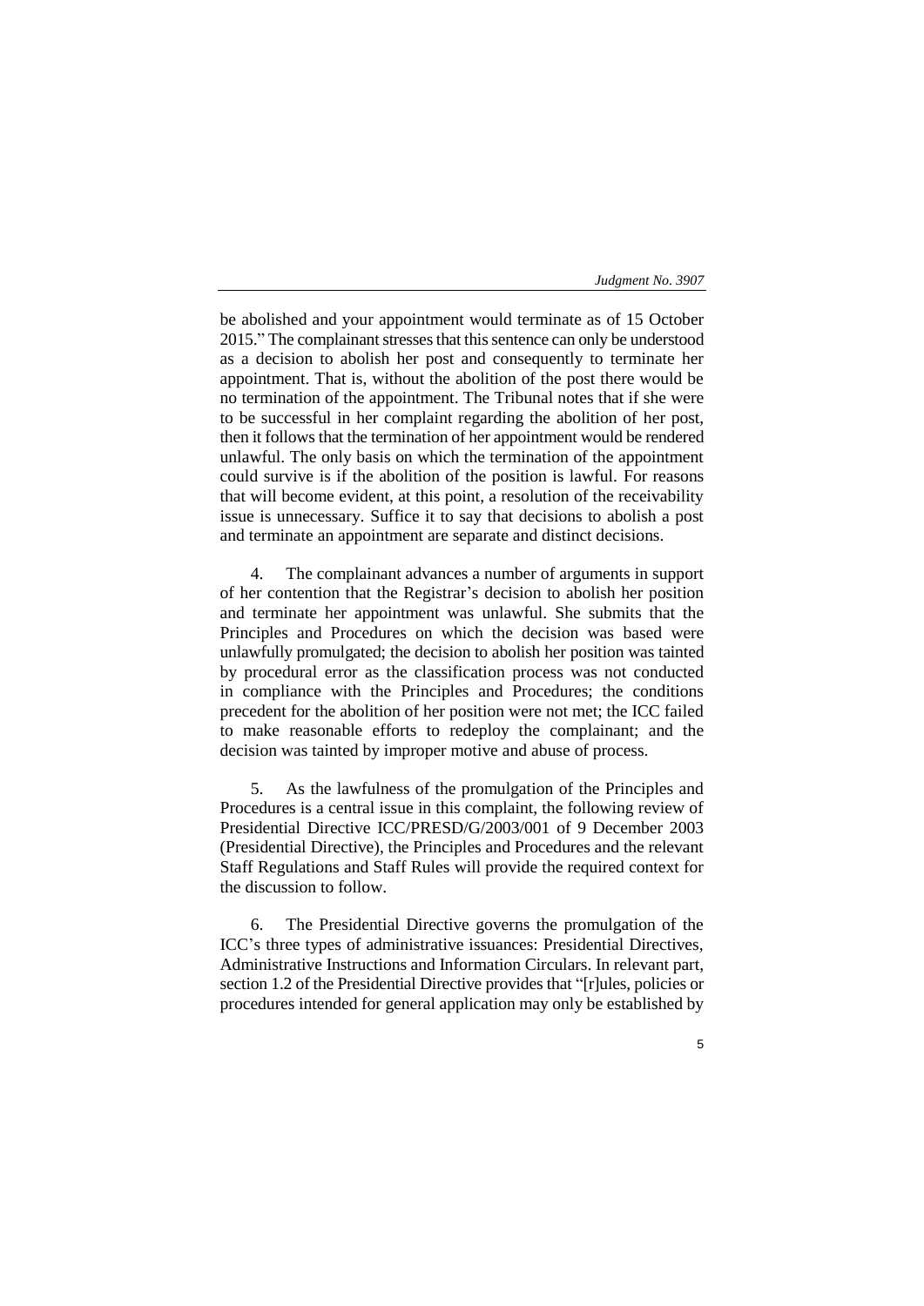be abolished and your appointment would terminate as of 15 October 2015." The complainant stresses that this sentence can only be understood as a decision to abolish her post and consequently to terminate her appointment. That is, without the abolition of the post there would be no termination of the appointment. The Tribunal notes that if she were to be successful in her complaint regarding the abolition of her post, then it follows that the termination of her appointment would be rendered unlawful. The only basis on which the termination of the appointment could survive is if the abolition of the position is lawful. For reasons that will become evident, at this point, a resolution of the receivability issue is unnecessary. Suffice it to say that decisions to abolish a post and terminate an appointment are separate and distinct decisions.

4. The complainant advances a number of arguments in support of her contention that the Registrar's decision to abolish her position and terminate her appointment was unlawful. She submits that the Principles and Procedures on which the decision was based were unlawfully promulgated; the decision to abolish her position was tainted by procedural error as the classification process was not conducted in compliance with the Principles and Procedures; the conditions precedent for the abolition of her position were not met; the ICC failed to make reasonable efforts to redeploy the complainant; and the decision was tainted by improper motive and abuse of process.

5. As the lawfulness of the promulgation of the Principles and Procedures is a central issue in this complaint, the following review of Presidential Directive ICC/PRESD/G/2003/001 of 9 December 2003 (Presidential Directive), the Principles and Procedures and the relevant Staff Regulations and Staff Rules will provide the required context for the discussion to follow.

6. The Presidential Directive governs the promulgation of the ICC's three types of administrative issuances: Presidential Directives, Administrative Instructions and Information Circulars. In relevant part, section 1.2 of the Presidential Directive provides that "[r]ules, policies or procedures intended for general application may only be established by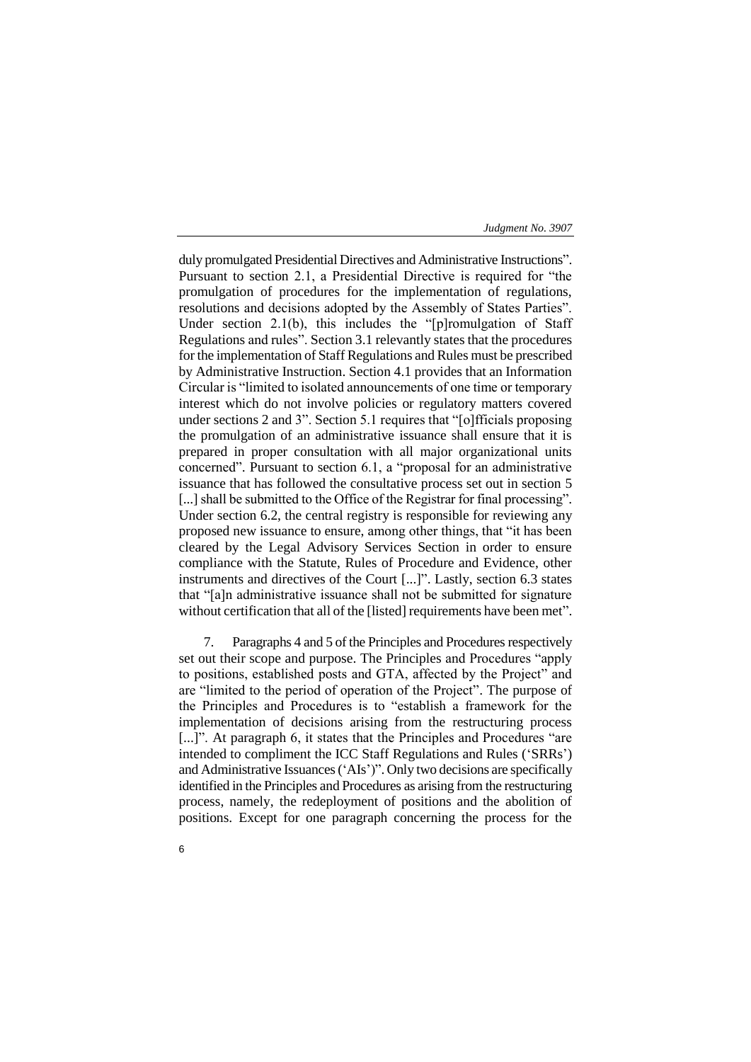duly promulgated Presidential Directives and Administrative Instructions". Pursuant to section 2.1, a Presidential Directive is required for "the promulgation of procedures for the implementation of regulations, resolutions and decisions adopted by the Assembly of States Parties". Under section 2.1(b), this includes the "[p]romulgation of Staff Regulations and rules". Section 3.1 relevantly states that the procedures for the implementation of Staff Regulations and Rules must be prescribed by Administrative Instruction. Section 4.1 provides that an Information Circular is "limited to isolated announcements of one time or temporary interest which do not involve policies or regulatory matters covered under sections 2 and 3". Section 5.1 requires that "[o]fficials proposing the promulgation of an administrative issuance shall ensure that it is prepared in proper consultation with all major organizational units concerned". Pursuant to section 6.1, a "proposal for an administrative issuance that has followed the consultative process set out in section 5 [...] shall be submitted to the Office of the Registrar for final processing". Under section 6.2, the central registry is responsible for reviewing any proposed new issuance to ensure, among other things, that "it has been cleared by the Legal Advisory Services Section in order to ensure compliance with the Statute, Rules of Procedure and Evidence, other instruments and directives of the Court [...]". Lastly, section 6.3 states that "[a]n administrative issuance shall not be submitted for signature without certification that all of the [listed] requirements have been met".

7. Paragraphs 4 and 5 of the Principles and Procedures respectively set out their scope and purpose. The Principles and Procedures "apply to positions, established posts and GTA, affected by the Project" and are "limited to the period of operation of the Project". The purpose of the Principles and Procedures is to "establish a framework for the implementation of decisions arising from the restructuring process [...]". At paragraph 6, it states that the Principles and Procedures "are intended to compliment the ICC Staff Regulations and Rules ('SRRs') and Administrative Issuances ('AIs')". Only two decisions are specifically identified in the Principles and Procedures as arising from the restructuring process, namely, the redeployment of positions and the abolition of positions. Except for one paragraph concerning the process for the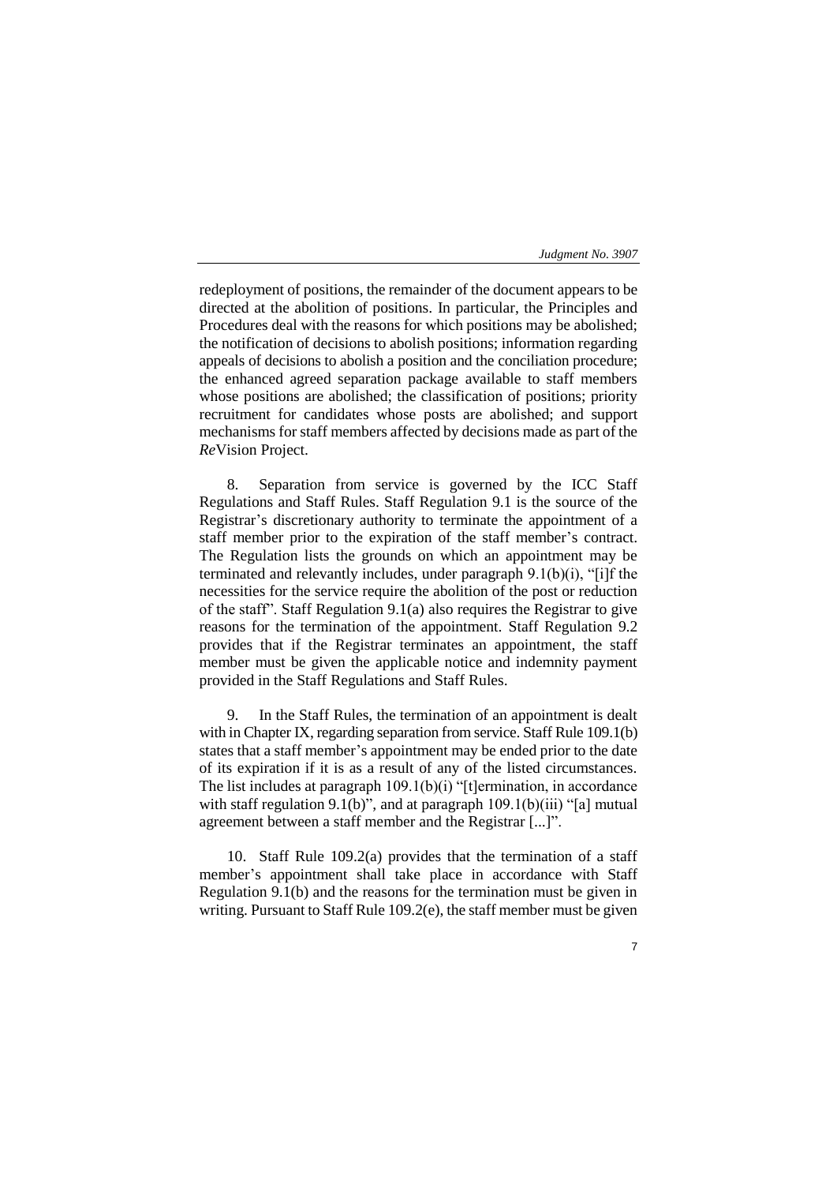redeployment of positions, the remainder of the document appears to be directed at the abolition of positions. In particular, the Principles and Procedures deal with the reasons for which positions may be abolished; the notification of decisions to abolish positions; information regarding appeals of decisions to abolish a position and the conciliation procedure; the enhanced agreed separation package available to staff members whose positions are abolished; the classification of positions; priority recruitment for candidates whose posts are abolished; and support mechanisms for staff members affected by decisions made as part of the *Re*Vision Project.

8. Separation from service is governed by the ICC Staff Regulations and Staff Rules. Staff Regulation 9.1 is the source of the Registrar's discretionary authority to terminate the appointment of a staff member prior to the expiration of the staff member's contract. The Regulation lists the grounds on which an appointment may be terminated and relevantly includes, under paragraph 9.1(b)(i), "[i]f the necessities for the service require the abolition of the post or reduction of the staff". Staff Regulation 9.1(a) also requires the Registrar to give reasons for the termination of the appointment. Staff Regulation 9.2 provides that if the Registrar terminates an appointment, the staff member must be given the applicable notice and indemnity payment provided in the Staff Regulations and Staff Rules.

9. In the Staff Rules, the termination of an appointment is dealt with in Chapter IX, regarding separation from service. Staff Rule 109.1(b) states that a staff member's appointment may be ended prior to the date of its expiration if it is as a result of any of the listed circumstances. The list includes at paragraph 109.1(b)(i) "[t]ermination, in accordance with staff regulation 9.1(b)", and at paragraph 109.1(b)(iii) "[a] mutual agreement between a staff member and the Registrar [...]".

10. Staff Rule 109.2(a) provides that the termination of a staff member's appointment shall take place in accordance with Staff Regulation 9.1(b) and the reasons for the termination must be given in writing. Pursuant to Staff Rule 109.2(e), the staff member must be given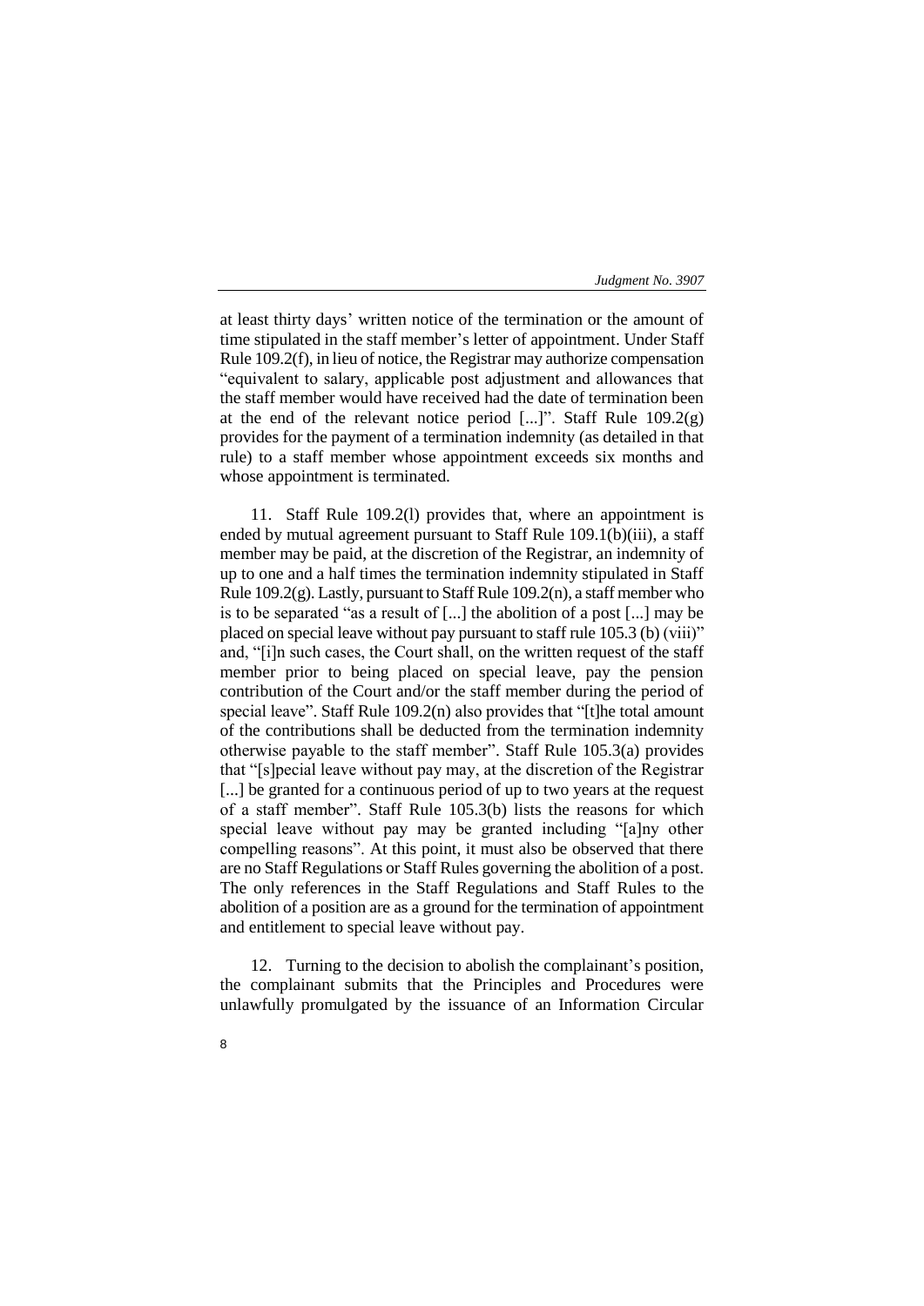at least thirty days' written notice of the termination or the amount of time stipulated in the staff member's letter of appointment. Under Staff Rule 109.2(f), in lieu of notice, the Registrar may authorize compensation "equivalent to salary, applicable post adjustment and allowances that the staff member would have received had the date of termination been at the end of the relevant notice period [...]". Staff Rule 109.2(g) provides for the payment of a termination indemnity (as detailed in that rule) to a staff member whose appointment exceeds six months and whose appointment is terminated.

11. Staff Rule 109.2(l) provides that, where an appointment is ended by mutual agreement pursuant to Staff Rule 109.1(b)(iii), a staff member may be paid, at the discretion of the Registrar, an indemnity of up to one and a half times the termination indemnity stipulated in Staff Rule 109.2(g). Lastly, pursuant to Staff Rule 109.2(n), a staff member who is to be separated "as a result of [...] the abolition of a post [...] may be placed on special leave without pay pursuant to staff rule 105.3 (b) (viii)" and, "[i]n such cases, the Court shall, on the written request of the staff member prior to being placed on special leave, pay the pension contribution of the Court and/or the staff member during the period of special leave". Staff Rule 109.2(n) also provides that "[t]he total amount of the contributions shall be deducted from the termination indemnity otherwise payable to the staff member". Staff Rule 105.3(a) provides that "[s]pecial leave without pay may, at the discretion of the Registrar [...] be granted for a continuous period of up to two years at the request of a staff member". Staff Rule 105.3(b) lists the reasons for which special leave without pay may be granted including "[a]ny other compelling reasons". At this point, it must also be observed that there are no Staff Regulations or Staff Rules governing the abolition of a post. The only references in the Staff Regulations and Staff Rules to the abolition of a position are as a ground for the termination of appointment and entitlement to special leave without pay.

12. Turning to the decision to abolish the complainant's position, the complainant submits that the Principles and Procedures were unlawfully promulgated by the issuance of an Information Circular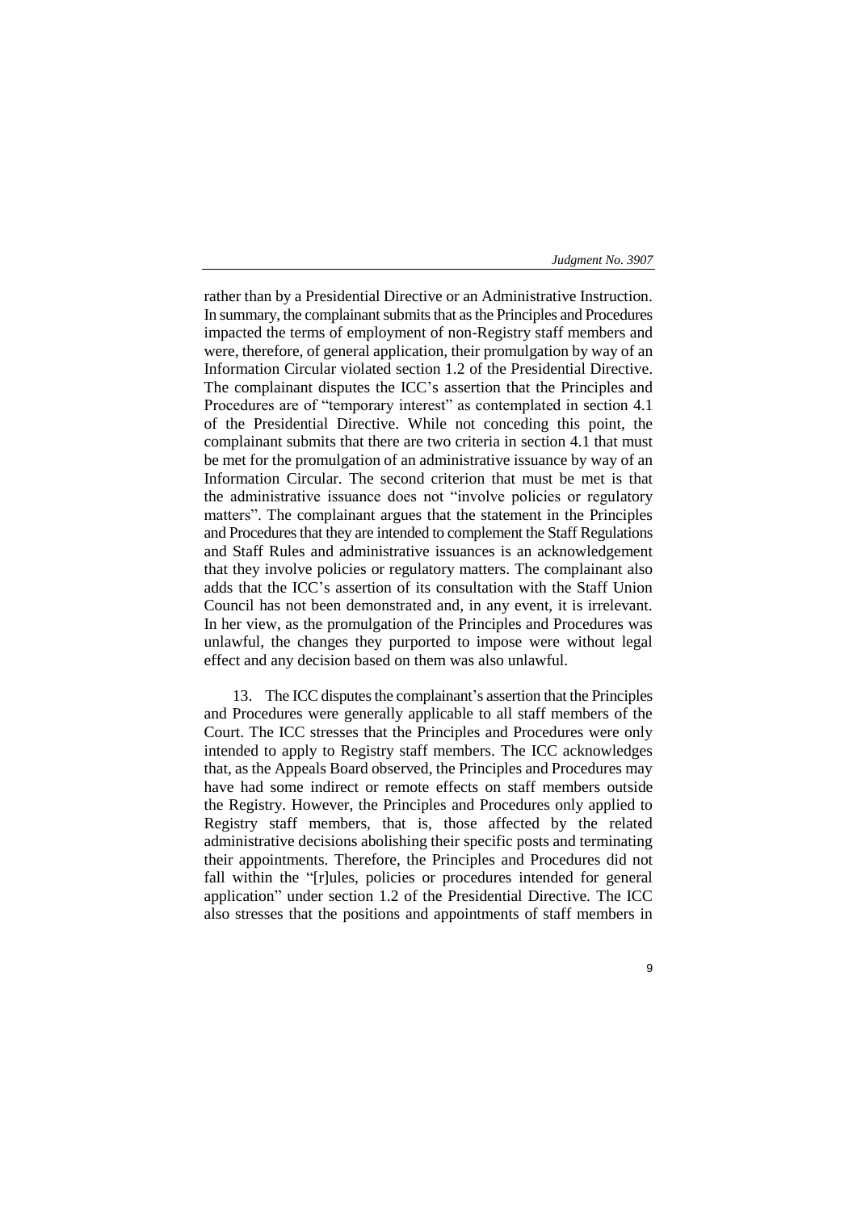rather than by a Presidential Directive or an Administrative Instruction. In summary, the complainant submits that as the Principles and Procedures impacted the terms of employment of non-Registry staff members and were, therefore, of general application, their promulgation by way of an Information Circular violated section 1.2 of the Presidential Directive. The complainant disputes the ICC's assertion that the Principles and Procedures are of "temporary interest" as contemplated in section 4.1 of the Presidential Directive. While not conceding this point, the complainant submits that there are two criteria in section 4.1 that must be met for the promulgation of an administrative issuance by way of an Information Circular. The second criterion that must be met is that the administrative issuance does not "involve policies or regulatory matters". The complainant argues that the statement in the Principles and Procedures that they are intended to complement the Staff Regulations and Staff Rules and administrative issuances is an acknowledgement that they involve policies or regulatory matters. The complainant also adds that the ICC's assertion of its consultation with the Staff Union Council has not been demonstrated and, in any event, it is irrelevant. In her view, as the promulgation of the Principles and Procedures was unlawful, the changes they purported to impose were without legal effect and any decision based on them was also unlawful.

13. The ICC disputes the complainant's assertion that the Principles and Procedures were generally applicable to all staff members of the Court. The ICC stresses that the Principles and Procedures were only intended to apply to Registry staff members. The ICC acknowledges that, as the Appeals Board observed, the Principles and Procedures may have had some indirect or remote effects on staff members outside the Registry. However, the Principles and Procedures only applied to Registry staff members, that is, those affected by the related administrative decisions abolishing their specific posts and terminating their appointments. Therefore, the Principles and Procedures did not fall within the "[r]ules, policies or procedures intended for general application" under section 1.2 of the Presidential Directive. The ICC also stresses that the positions and appointments of staff members in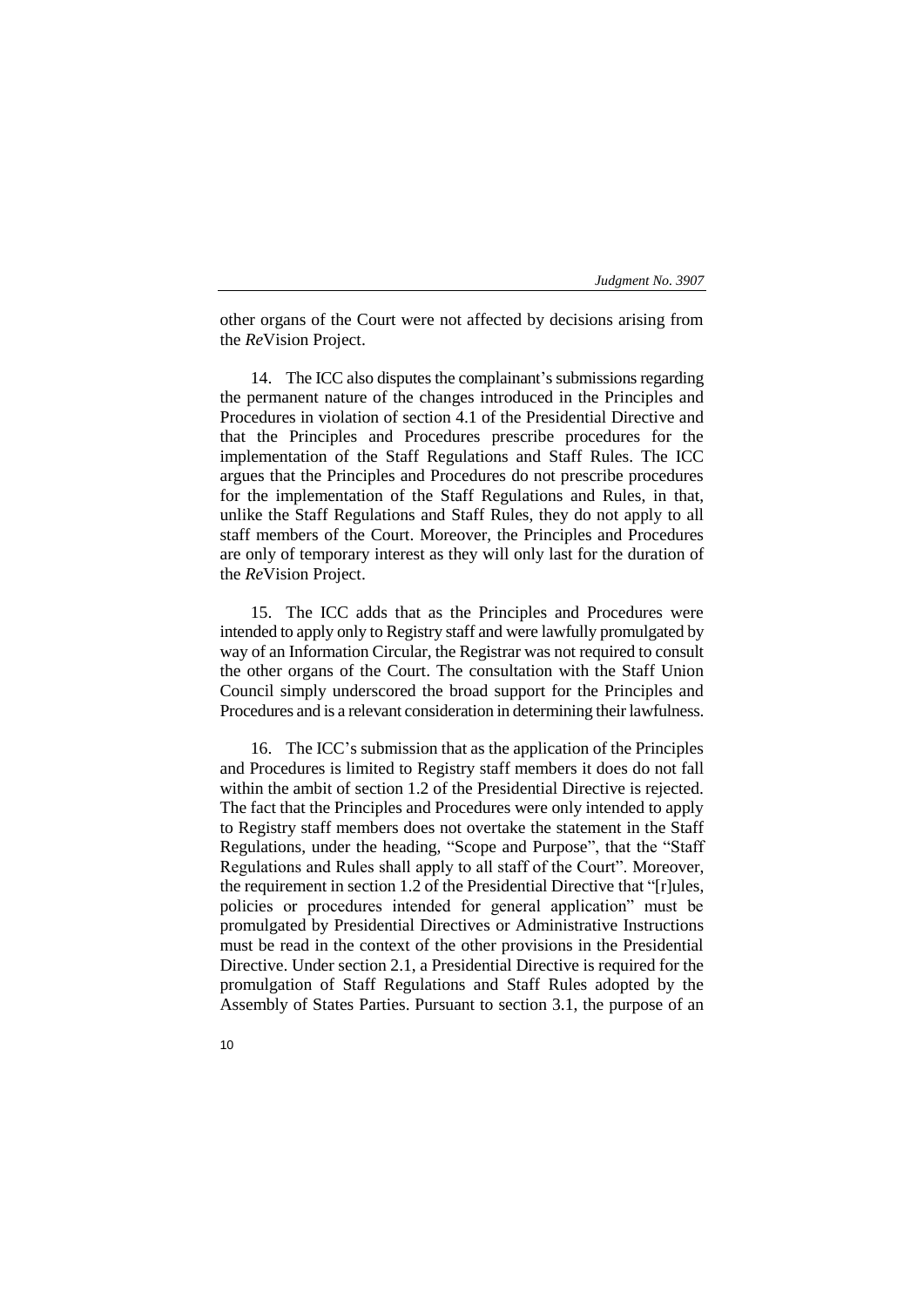other organs of the Court were not affected by decisions arising from the *Re*Vision Project.

14. The ICC also disputes the complainant's submissions regarding the permanent nature of the changes introduced in the Principles and Procedures in violation of section 4.1 of the Presidential Directive and that the Principles and Procedures prescribe procedures for the implementation of the Staff Regulations and Staff Rules. The ICC argues that the Principles and Procedures do not prescribe procedures for the implementation of the Staff Regulations and Rules, in that, unlike the Staff Regulations and Staff Rules, they do not apply to all staff members of the Court. Moreover, the Principles and Procedures are only of temporary interest as they will only last for the duration of the *Re*Vision Project.

15. The ICC adds that as the Principles and Procedures were intended to apply only to Registry staff and were lawfully promulgated by way of an Information Circular, the Registrar was not required to consult the other organs of the Court. The consultation with the Staff Union Council simply underscored the broad support for the Principles and Procedures and is a relevant consideration in determining their lawfulness.

16. The ICC's submission that as the application of the Principles and Procedures is limited to Registry staff members it does do not fall within the ambit of section 1.2 of the Presidential Directive is rejected. The fact that the Principles and Procedures were only intended to apply to Registry staff members does not overtake the statement in the Staff Regulations, under the heading, "Scope and Purpose", that the "Staff Regulations and Rules shall apply to all staff of the Court". Moreover, the requirement in section 1.2 of the Presidential Directive that "[r]ules, policies or procedures intended for general application" must be promulgated by Presidential Directives or Administrative Instructions must be read in the context of the other provisions in the Presidential Directive. Under section 2.1, a Presidential Directive is required for the promulgation of Staff Regulations and Staff Rules adopted by the Assembly of States Parties. Pursuant to section 3.1, the purpose of an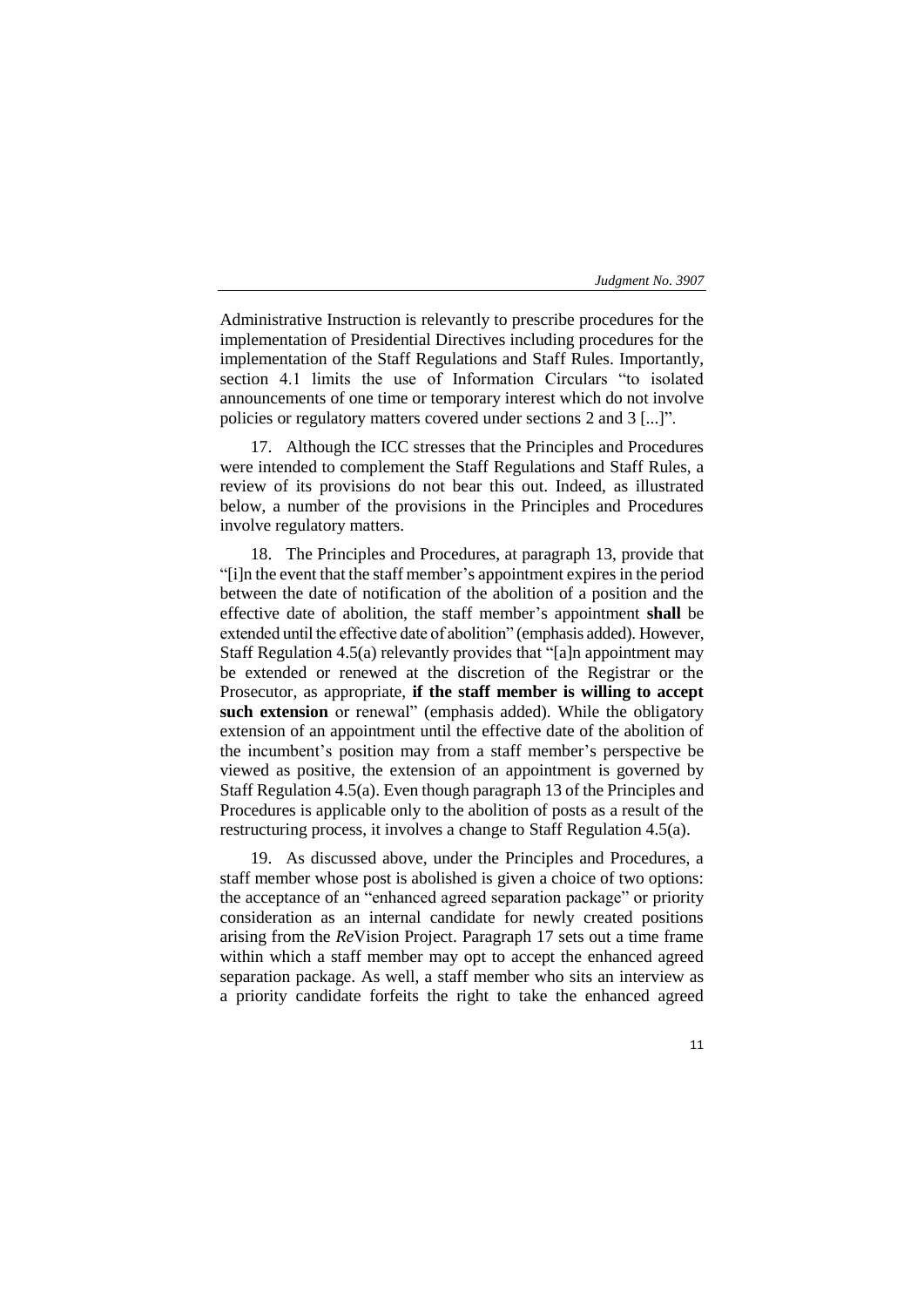Administrative Instruction is relevantly to prescribe procedures for the implementation of Presidential Directives including procedures for the implementation of the Staff Regulations and Staff Rules. Importantly, section 4.1 limits the use of Information Circulars "to isolated announcements of one time or temporary interest which do not involve policies or regulatory matters covered under sections 2 and 3 [...]".

17. Although the ICC stresses that the Principles and Procedures were intended to complement the Staff Regulations and Staff Rules, a review of its provisions do not bear this out. Indeed, as illustrated below, a number of the provisions in the Principles and Procedures involve regulatory matters.

18. The Principles and Procedures, at paragraph 13, provide that "[i]n the event that the staff member's appointment expires in the period between the date of notification of the abolition of a position and the effective date of abolition, the staff member's appointment **shall** be extended until the effective date of abolition" (emphasis added). However, Staff Regulation 4.5(a) relevantly provides that "[a]n appointment may be extended or renewed at the discretion of the Registrar or the Prosecutor, as appropriate, **if the staff member is willing to accept such extension** or renewal" (emphasis added). While the obligatory extension of an appointment until the effective date of the abolition of the incumbent's position may from a staff member's perspective be viewed as positive, the extension of an appointment is governed by Staff Regulation 4.5(a). Even though paragraph 13 of the Principles and Procedures is applicable only to the abolition of posts as a result of the restructuring process, it involves a change to Staff Regulation 4.5(a).

19. As discussed above, under the Principles and Procedures, a staff member whose post is abolished is given a choice of two options: the acceptance of an "enhanced agreed separation package" or priority consideration as an internal candidate for newly created positions arising from the *Re*Vision Project. Paragraph 17 sets out a time frame within which a staff member may opt to accept the enhanced agreed separation package. As well, a staff member who sits an interview as a priority candidate forfeits the right to take the enhanced agreed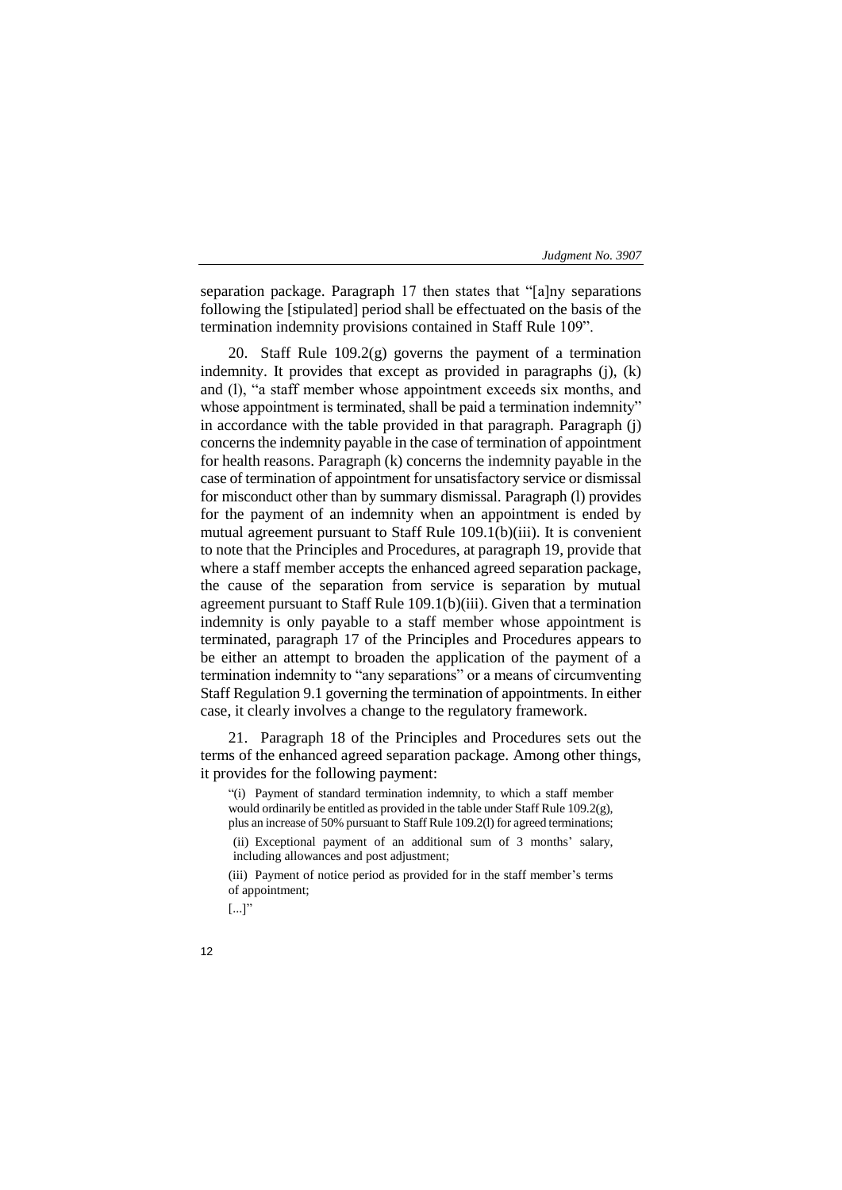separation package. Paragraph 17 then states that "[a]ny separations following the [stipulated] period shall be effectuated on the basis of the termination indemnity provisions contained in Staff Rule 109".

20. Staff Rule 109.2(g) governs the payment of a termination indemnity. It provides that except as provided in paragraphs (j), (k) and (l), "a staff member whose appointment exceeds six months, and whose appointment is terminated, shall be paid a termination indemnity" in accordance with the table provided in that paragraph. Paragraph (j) concerns the indemnity payable in the case of termination of appointment for health reasons. Paragraph (k) concerns the indemnity payable in the case of termination of appointment for unsatisfactory service or dismissal for misconduct other than by summary dismissal. Paragraph (l) provides for the payment of an indemnity when an appointment is ended by mutual agreement pursuant to Staff Rule 109.1(b)(iii). It is convenient to note that the Principles and Procedures, at paragraph 19, provide that where a staff member accepts the enhanced agreed separation package, the cause of the separation from service is separation by mutual agreement pursuant to Staff Rule 109.1(b)(iii). Given that a termination indemnity is only payable to a staff member whose appointment is terminated, paragraph 17 of the Principles and Procedures appears to be either an attempt to broaden the application of the payment of a termination indemnity to "any separations" or a means of circumventing Staff Regulation 9.1 governing the termination of appointments. In either case, it clearly involves a change to the regulatory framework.

21. Paragraph 18 of the Principles and Procedures sets out the terms of the enhanced agreed separation package. Among other things, it provides for the following payment:

> "(i) Payment of standard termination indemnity, to which a staff member would ordinarily be entitled as provided in the table under Staff Rule 109.2(g), plus an increase of 50% pursuant to Staff Rule 109.2(l) for agreed terminations;
>
> (ii) Exceptional payment of an additional sum of 3 months' salary, including allowances and post adjustment;
>
> (iii) Payment of notice period as provided for in the staff member's terms of appointment;
>
> [...]"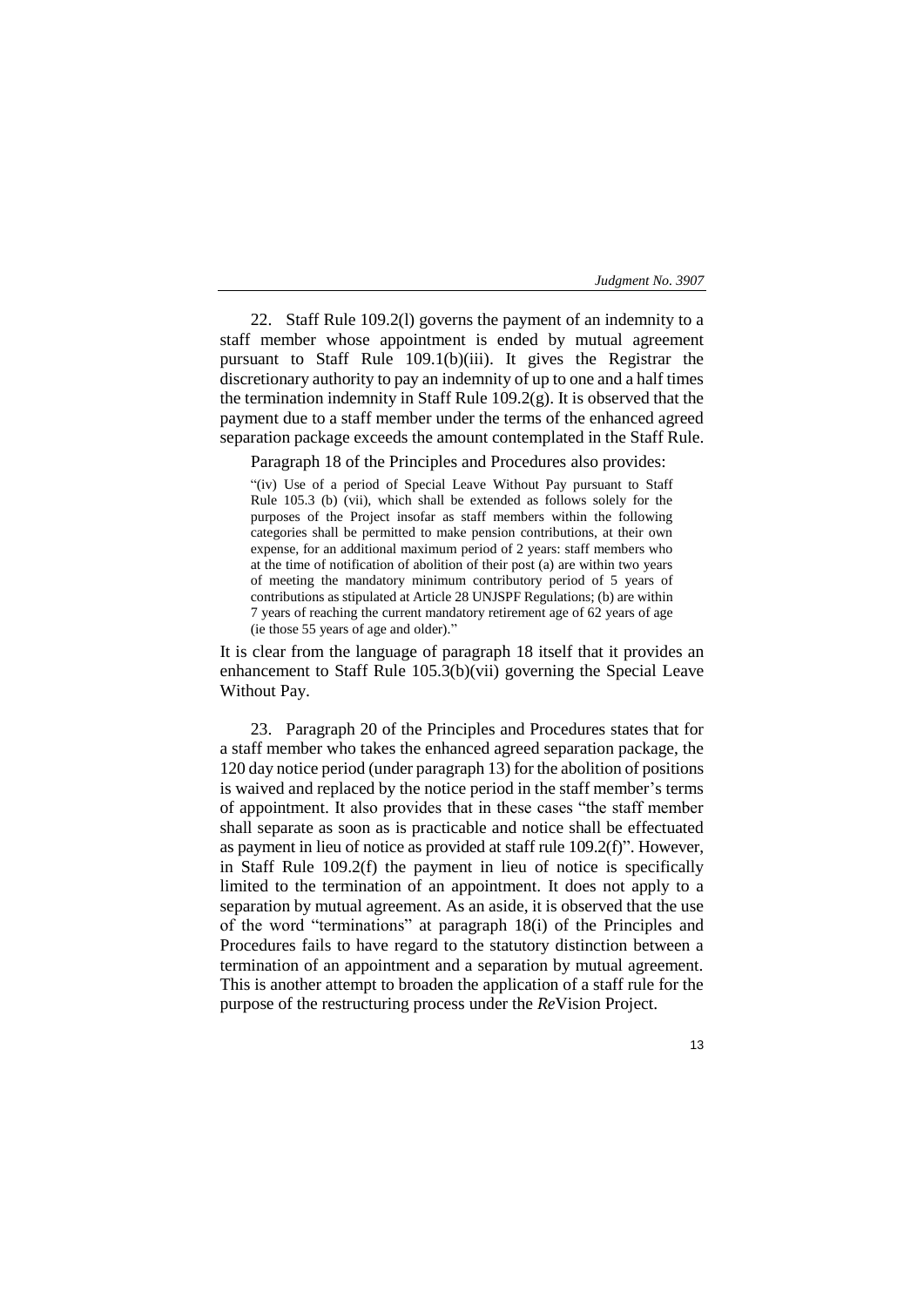22. Staff Rule 109.2(l) governs the payment of an indemnity to a staff member whose appointment is ended by mutual agreement pursuant to Staff Rule 109.1(b)(iii). It gives the Registrar the discretionary authority to pay an indemnity of up to one and a half times the termination indemnity in Staff Rule 109.2(g). It is observed that the payment due to a staff member under the terms of the enhanced agreed separation package exceeds the amount contemplated in the Staff Rule.

Paragraph 18 of the Principles and Procedures also provides:

> "(iv) Use of a period of Special Leave Without Pay pursuant to Staff Rule 105.3 (b) (vii), which shall be extended as follows solely for the purposes of the Project insofar as staff members within the following categories shall be permitted to make pension contributions, at their own expense, for an additional maximum period of 2 years: staff members who at the time of notification of abolition of their post (a) are within two years of meeting the mandatory minimum contributory period of 5 years of contributions as stipulated at Article 28 UNJSPF Regulations; (b) are within 7 years of reaching the current mandatory retirement age of 62 years of age (ie those 55 years of age and older)."

It is clear from the language of paragraph 18 itself that it provides an enhancement to Staff Rule 105.3(b)(vii) governing the Special Leave Without Pay.

23. Paragraph 20 of the Principles and Procedures states that for a staff member who takes the enhanced agreed separation package, the 120 day notice period (under paragraph 13) for the abolition of positions is waived and replaced by the notice period in the staff member's terms of appointment. It also provides that in these cases "the staff member shall separate as soon as is practicable and notice shall be effectuated as payment in lieu of notice as provided at staff rule 109.2(f)". However, in Staff Rule 109.2(f) the payment in lieu of notice is specifically limited to the termination of an appointment. It does not apply to a separation by mutual agreement. As an aside, it is observed that the use of the word "terminations" at paragraph 18(i) of the Principles and Procedures fails to have regard to the statutory distinction between a termination of an appointment and a separation by mutual agreement. This is another attempt to broaden the application of a staff rule for the purpose of the restructuring process under the *Re*Vision Project.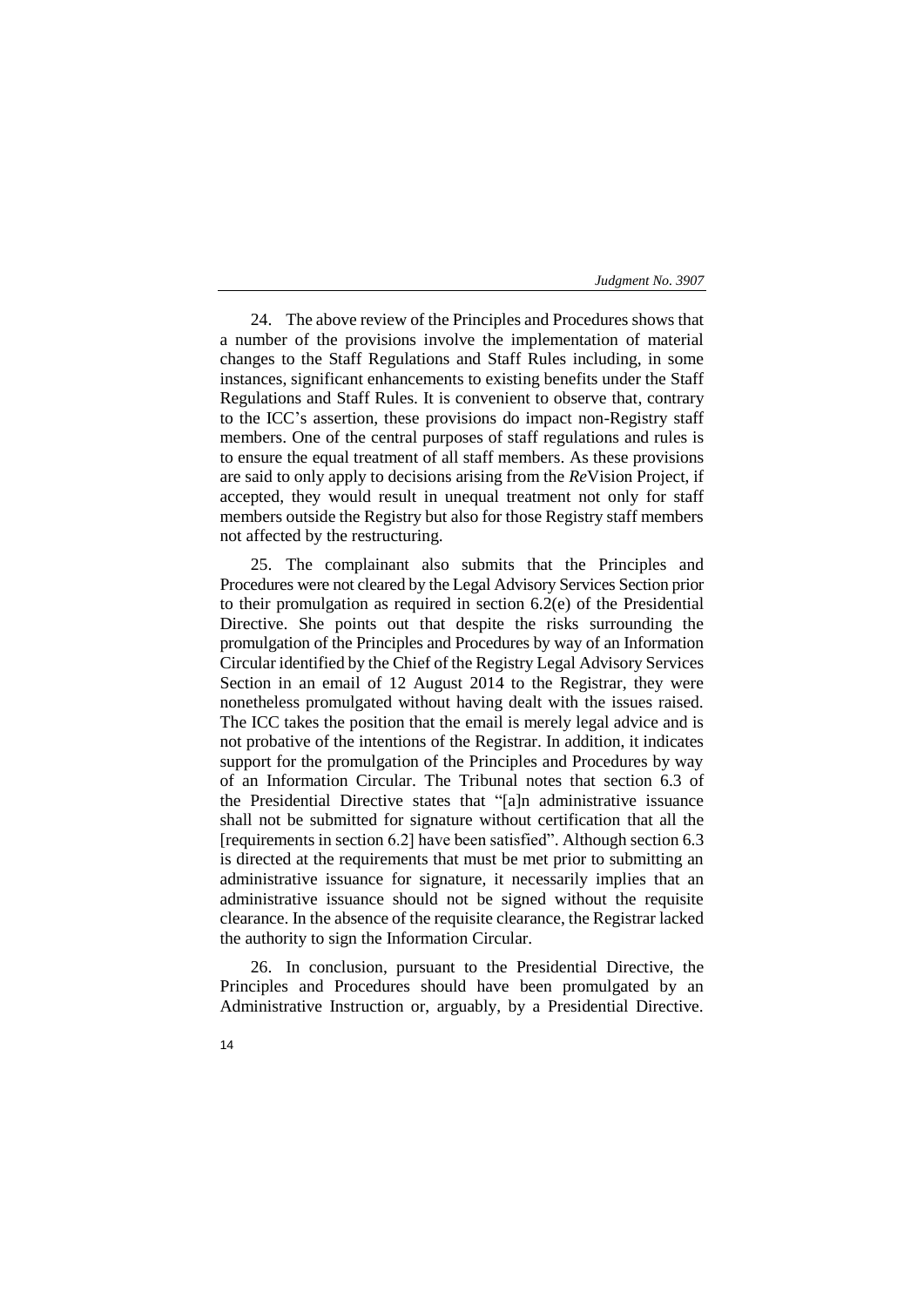24. The above review of the Principles and Procedures shows that a number of the provisions involve the implementation of material changes to the Staff Regulations and Staff Rules including, in some instances, significant enhancements to existing benefits under the Staff Regulations and Staff Rules. It is convenient to observe that, contrary to the ICC's assertion, these provisions do impact non-Registry staff members. One of the central purposes of staff regulations and rules is to ensure the equal treatment of all staff members. As these provisions are said to only apply to decisions arising from the *Re*Vision Project, if accepted, they would result in unequal treatment not only for staff members outside the Registry but also for those Registry staff members not affected by the restructuring.

25. The complainant also submits that the Principles and Procedures were not cleared by the Legal Advisory Services Section prior to their promulgation as required in section 6.2(e) of the Presidential Directive. She points out that despite the risks surrounding the promulgation of the Principles and Procedures by way of an Information Circular identified by the Chief of the Registry Legal Advisory Services Section in an email of 12 August 2014 to the Registrar, they were nonetheless promulgated without having dealt with the issues raised. The ICC takes the position that the email is merely legal advice and is not probative of the intentions of the Registrar. In addition, it indicates support for the promulgation of the Principles and Procedures by way of an Information Circular. The Tribunal notes that section 6.3 of the Presidential Directive states that "[a]n administrative issuance shall not be submitted for signature without certification that all the [requirements in section 6.2] have been satisfied". Although section 6.3 is directed at the requirements that must be met prior to submitting an administrative issuance for signature, it necessarily implies that an administrative issuance should not be signed without the requisite clearance. In the absence of the requisite clearance, the Registrar lacked the authority to sign the Information Circular.

26. In conclusion, pursuant to the Presidential Directive, the Principles and Procedures should have been promulgated by an Administrative Instruction or, arguably, by a Presidential Directive.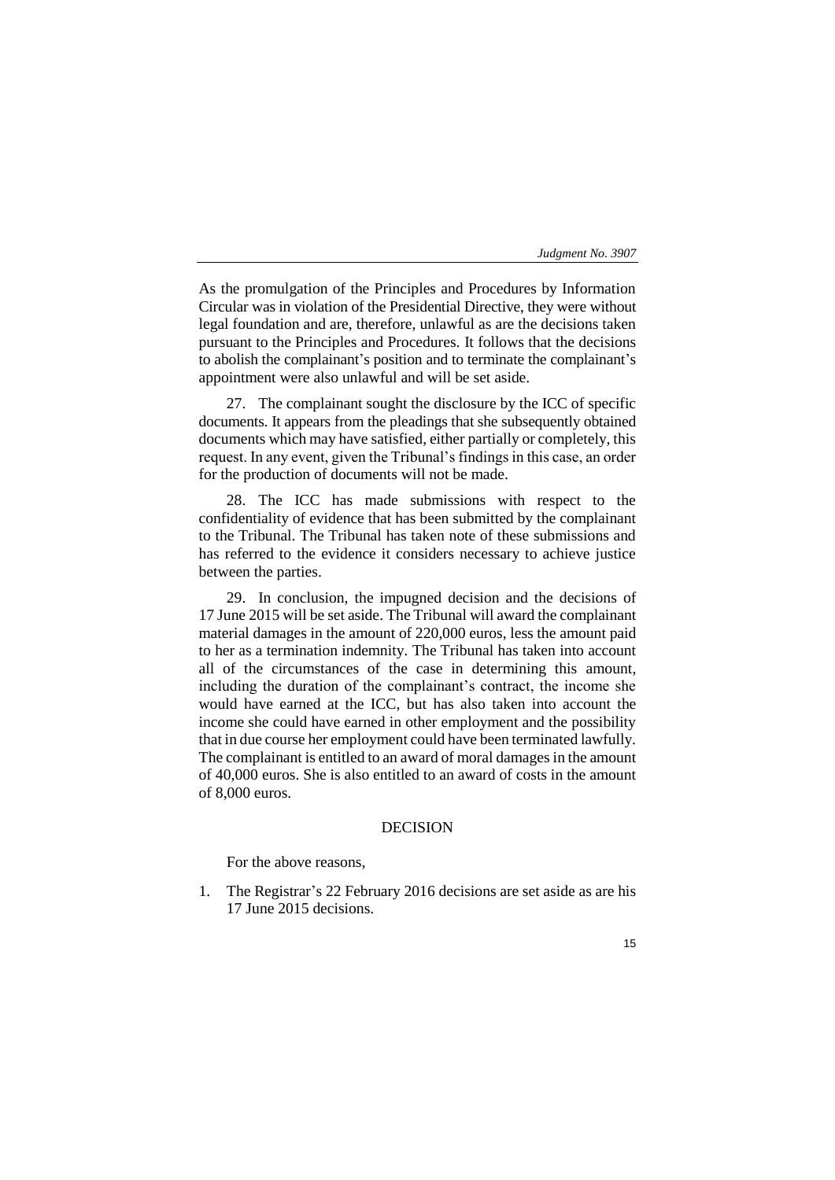As the promulgation of the Principles and Procedures by Information Circular was in violation of the Presidential Directive, they were without legal foundation and are, therefore, unlawful as are the decisions taken pursuant to the Principles and Procedures. It follows that the decisions to abolish the complainant's position and to terminate the complainant's appointment were also unlawful and will be set aside.

27. The complainant sought the disclosure by the ICC of specific documents. It appears from the pleadings that she subsequently obtained documents which may have satisfied, either partially or completely, this request. In any event, given the Tribunal's findings in this case, an order for the production of documents will not be made.

28. The ICC has made submissions with respect to the confidentiality of evidence that has been submitted by the complainant to the Tribunal. The Tribunal has taken note of these submissions and has referred to the evidence it considers necessary to achieve justice between the parties.

29. In conclusion, the impugned decision and the decisions of 17 June 2015 will be set aside. The Tribunal will award the complainant material damages in the amount of 220,000 euros, less the amount paid to her as a termination indemnity. The Tribunal has taken into account all of the circumstances of the case in determining this amount, including the duration of the complainant's contract, the income she would have earned at the ICC, but has also taken into account the income she could have earned in other employment and the possibility that in due course her employment could have been terminated lawfully. The complainant is entitled to an award of moral damages in the amount of 40,000 euros. She is also entitled to an award of costs in the amount of 8,000 euros.

## DECISION

For the above reasons,

1. The Registrar's 22 February 2016 decisions are set aside as are his 17 June 2015 decisions.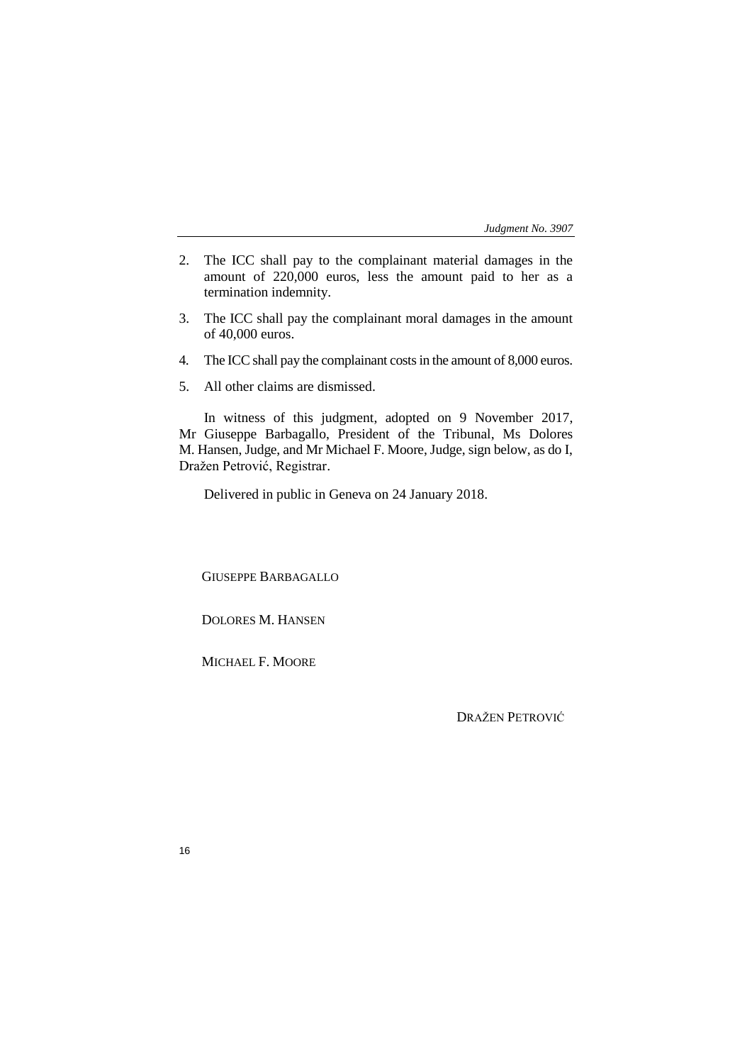2. The ICC shall pay to the complainant material damages in the amount of 220,000 euros, less the amount paid to her as a termination indemnity.

3. The ICC shall pay the complainant moral damages in the amount of 40,000 euros.

4. The ICC shall pay the complainant costs in the amount of 8,000 euros.

5. All other claims are dismissed.

In witness of this judgment, adopted on 9 November 2017, Mr Giuseppe Barbagallo, President of the Tribunal, Ms Dolores M. Hansen, Judge, and Mr Michael F. Moore, Judge, sign below, as do I, Dražen Petrović, Registrar.

Delivered in public in Geneva on 24 January 2018.

GIUSEPPE BARBAGALLO

DOLORES M. HANSEN

MICHAEL F. MOORE

DRAŽEN PETROVIĆ